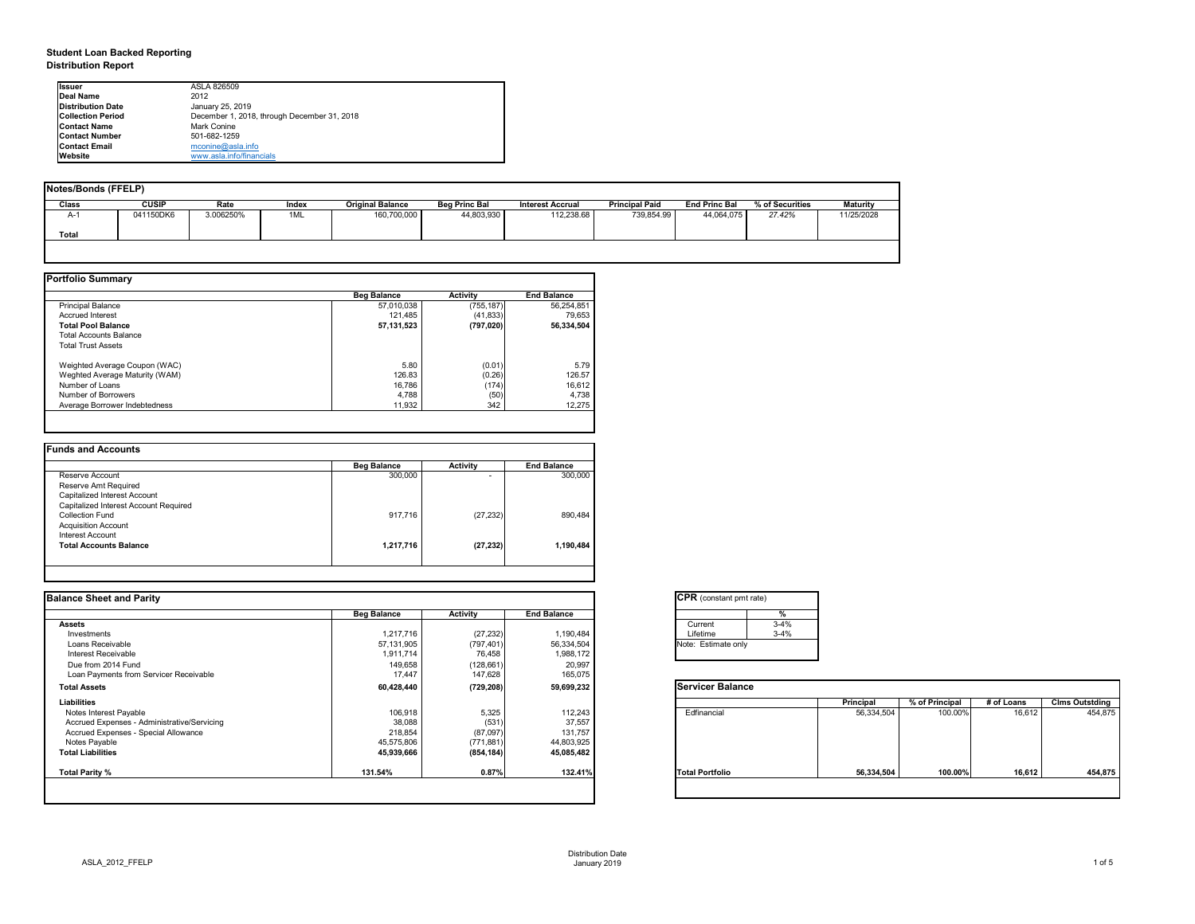**Student Loan Backed Reporting**
**Distribution Report**

| | |
|---|---|
| **Issuer** | ASLA 826509 |
| **Deal Name** | 2012 |
| **Distribution Date** | January 25, 2019 |
| **Collection Period** | December 1, 2018, through December 31, 2018 |
| **Contact Name** | Mark Conine |
| **Contact Number** | 501-682-1259 |
| **Contact Email** | mconine@asla.info |
| **Website** | www.asla.info/financials |

**Notes/Bonds (FFELP)**

| Class | CUSIP | Rate | Index | Original Balance | Beg Princ Bal | Interest Accrual | Principal Paid | End Princ Bal | % of Securities | Maturity |
|---|---|---|---|---|---|---|---|---|---|---|
| A-1 | 041150DK6 | 3.006250% | 1ML | 160,700,000 | 44,803,930 | 112,238.68 | 739,854.99 | 44,064,075 | 27.42% | 11/25/2028 |
| **Total** | | | | | | | | | | |

**Portfolio Summary**

| | Beg Balance | Activity | End Balance |
|---|---|---|---|
| Principal Balance | 57,010,038 | (755,187) | 56,254,851 |
| Accrued Interest | 121,485 | (41,833) | 79,653 |
| **Total Pool Balance** | **57,131,523** | **(797,020)** | **56,334,504** |
| Total Accounts Balance | | | |
| Total Trust Assets | | | |
| Weighted Average Coupon (WAC) | 5.80 | (0.01) | 5.79 |
| Weghted Average Maturity (WAM) | 126.83 | (0.26) | 126.57 |
| Number of Loans | 16,786 | (174) | 16,612 |
| Number of Borrowers | 4,788 | (50) | 4,738 |
| Average Borrower Indebtedness | 11,932 | 342 | 12,275 |

**Funds and Accounts**

| | Beg Balance | Activity | End Balance |
|---|---|---|---|
| Reserve Account | 300,000 | - | 300,000 |
| Reserve Amt Required | | | |
| Capitalized Interest Account | | | |
| Capitalized Interest Account Required | | | |
| Collection Fund | 917,716 | (27,232) | 890,484 |
| Acquisition Account | | | |
| Interest Account | | | |
| **Total Accounts Balance** | **1,217,716** | **(27,232)** | **1,190,484** |

**Balance Sheet and Parity**

| | Beg Balance | Activity | End Balance |
|---|---|---|---|
| **Assets** | | | |
| Investments | 1,217,716 | (27,232) | 1,190,484 |
| Loans Receivable | 57,131,905 | (797,401) | 56,334,504 |
| Interest Receivable | 1,911,714 | 76,458 | 1,988,172 |
| Due from 2014 Fund | 149,658 | (128,661) | 20,997 |
| Loan Payments from Servicer Receivable | 17,447 | 147,628 | 165,075 |
| **Total Assets** | **60,428,440** | **(729,208)** | **59,699,232** |
| **Liabilities** | | | |
| Notes Interest Payable | 106,918 | 5,325 | 112,243 |
| Accrued Expenses - Administrative/Servicing | 38,088 | (531) | 37,557 |
| Accrued Expenses - Special Allowance | 218,854 | (87,097) | 131,757 |
| Notes Payable | 45,575,806 | (771,881) | 44,803,925 |
| **Total Liabilities** | **45,939,666** | **(854,184)** | **45,085,482** |
| **Total Parity %** | **131.54%** | **0.87%** | **132.41%** |

**CPR** (constant pmt rate)

| | % |
|---|---|
| Current | 3-4% |
| Lifetime | 3-4% |

Note: Estimate only

**Servicer Balance**

| | Principal | % of Principal | # of Loans | Clms Outstding |
|---|---|---|---|---|
| Edfinancial | 56,334,504 | 100.00% | 16,612 | 454,875 |
| **Total Portfolio** | **56,334,504** | **100.00%** | **16,612** | **454,875** |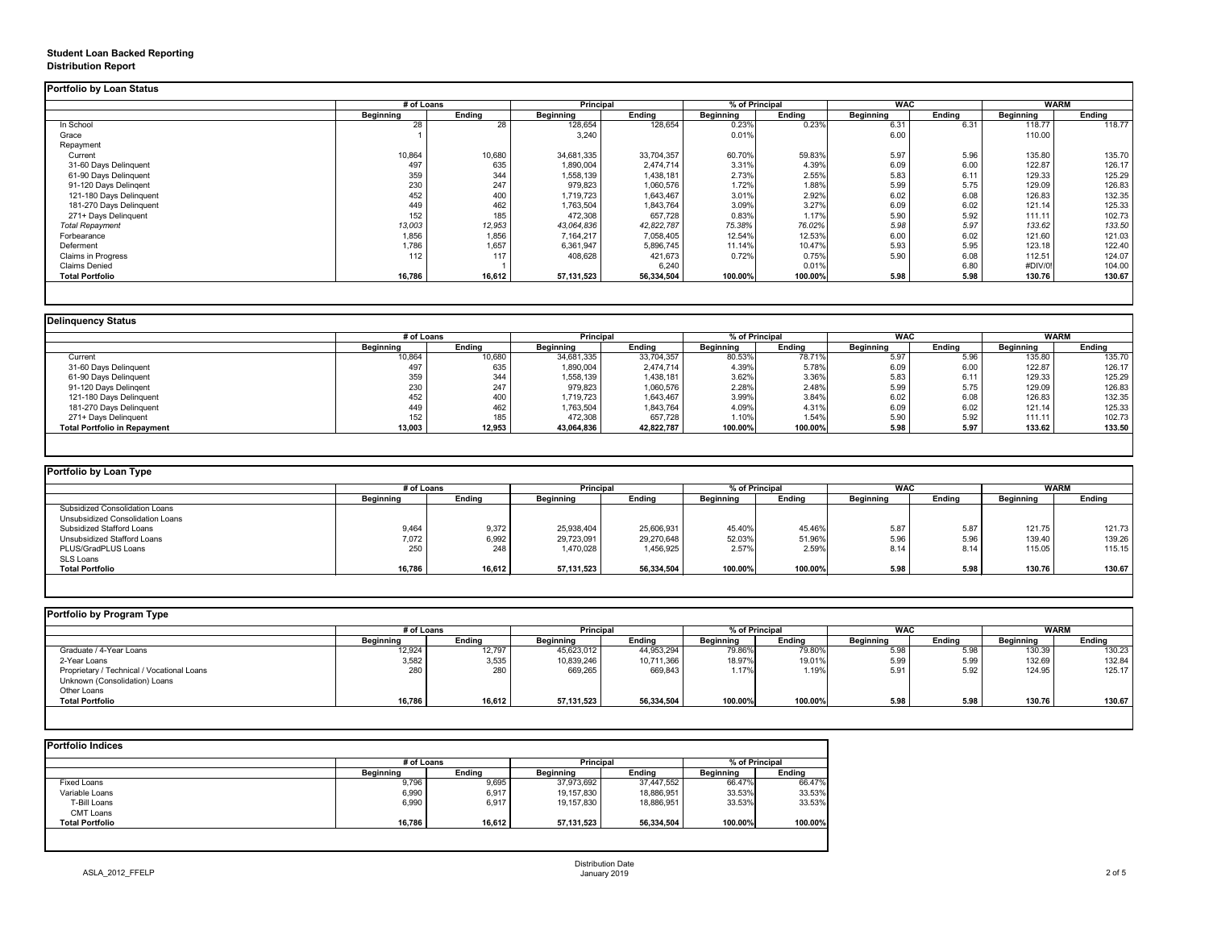**Student Loan Backed Reporting**
**Distribution Report**

## Portfolio by Loan Status

| | # of Loans | | Principal | | % of Principal | | WAC | | WARM | |
|---|---|---|---|---|---|---|---|---|---|---|
| | Beginning | Ending | Beginning | Ending | Beginning | Ending | Beginning | Ending | Beginning | Ending |
| In School | 28 | 28 | 128,654 | 128,654 | 0.23% | 0.23% | 6.31 | 6.31 | 118.77 | 118.77 |
| Grace | 1 | | 3,240 | | 0.01% | | 6.00 | | 110.00 | |
| Repayment | | | | | | | | | | |
| Current | 10,864 | 10,680 | 34,681,335 | 33,704,357 | 60.70% | 59.83% | 5.97 | 5.96 | 135.80 | 135.70 |
| 31-60 Days Delinquent | 497 | 635 | 1,890,004 | 2,474,714 | 3.31% | 4.39% | 6.09 | 6.00 | 122.87 | 126.17 |
| 61-90 Days Delinquent | 359 | 344 | 1,558,139 | 1,438,181 | 2.73% | 2.55% | 5.83 | 6.11 | 129.33 | 125.29 |
| 91-120 Days Delingent | 230 | 247 | 979,823 | 1,060,576 | 1.72% | 1.88% | 5.99 | 5.75 | 129.09 | 126.83 |
| 121-180 Days Delinquent | 452 | 400 | 1,719,723 | 1,643,467 | 3.01% | 2.92% | 6.02 | 6.08 | 126.83 | 132.35 |
| 181-270 Days Delinquent | 449 | 462 | 1,763,504 | 1,843,764 | 3.09% | 3.27% | 6.09 | 6.02 | 121.14 | 125.33 |
| 271+ Days Delinquent | 152 | 185 | 472,308 | 657,728 | 0.83% | 1.17% | 5.90 | 5.92 | 111.11 | 102.73 |
| *Total Repayment* | *13,003* | *12,953* | *43,064,836* | *42,822,787* | *75.38%* | *76.02%* | *5.98* | *5.97* | *133.62* | *133.50* |
| Forbearance | 1,856 | 1,856 | 7,164,217 | 7,058,405 | 12.54% | 12.53% | 6.00 | 6.02 | 121.60 | 121.03 |
| Deferment | 1,786 | 1,657 | 6,361,947 | 5,896,745 | 11.14% | 10.47% | 5.93 | 5.95 | 123.18 | 122.40 |
| Claims in Progress | 112 | 117 | 408,628 | 421,673 | 0.72% | 0.75% | 5.90 | 6.08 | 112.51 | 124.07 |
| Claims Denied | | 1 | | 6,240 | | 0.01% | | 6.80 | #DIV/0! | 104.00 |
| **Total Portfolio** | **16,786** | **16,612** | **57,131,523** | **56,334,504** | **100.00%** | **100.00%** | **5.98** | **5.98** | **130.76** | **130.67** |

## Delinquency Status

| | # of Loans | | Principal | | % of Principal | | WAC | | WARM | |
|---|---|---|---|---|---|---|---|---|---|---|
| | Beginning | Ending | Beginning | Ending | Beginning | Ending | Beginning | Ending | Beginning | Ending |
| Current | 10,864 | 10,680 | 34,681,335 | 33,704,357 | 80.53% | 78.71% | 5.97 | 5.96 | 135.80 | 135.70 |
| 31-60 Days Delinquent | 497 | 635 | 1,890,004 | 2,474,714 | 4.39% | 5.78% | 6.09 | 6.00 | 122.87 | 126.17 |
| 61-90 Days Delinquent | 359 | 344 | 1,558,139 | 1,438,181 | 3.62% | 3.36% | 5.83 | 6.11 | 129.33 | 125.29 |
| 91-120 Days Delingent | 230 | 247 | 979,823 | 1,060,576 | 2.28% | 2.48% | 5.99 | 5.75 | 129.09 | 126.83 |
| 121-180 Days Delinquent | 452 | 400 | 1,719,723 | 1,643,467 | 3.99% | 3.84% | 6.02 | 6.08 | 126.83 | 132.35 |
| 181-270 Days Delinquent | 449 | 462 | 1,763,504 | 1,843,764 | 4.09% | 4.31% | 6.09 | 6.02 | 121.14 | 125.33 |
| 271+ Days Delinquent | 152 | 185 | 472,308 | 657,728 | 1.10% | 1.54% | 5.90 | 5.92 | 111.11 | 102.73 |
| **Total Portfolio in Repayment** | **13,003** | **12,953** | **43,064,836** | **42,822,787** | **100.00%** | **100.00%** | **5.98** | **5.97** | **133.62** | **133.50** |

## Portfolio by Loan Type

| | # of Loans | | Principal | | % of Principal | | WAC | | WARM | |
|---|---|---|---|---|---|---|---|---|---|---|
| | Beginning | Ending | Beginning | Ending | Beginning | Ending | Beginning | Ending | Beginning | Ending |
| Subsidized Consolidation Loans | | | | | | | | | | |
| Unsubsidized Consolidation Loans | | | | | | | | | | |
| Subsidized Stafford Loans | 9,464 | 9,372 | 25,938,404 | 25,606,931 | 45.40% | 45.46% | 5.87 | 5.87 | 121.75 | 121.73 |
| Unsubsidized Stafford Loans | 7,072 | 6,992 | 29,723,091 | 29,270,648 | 52.03% | 51.96% | 5.96 | 5.96 | 139.40 | 139.26 |
| PLUS/GradPLUS Loans | 250 | 248 | 1,470,028 | 1,456,925 | 2.57% | 2.59% | 8.14 | 8.14 | 115.05 | 115.15 |
| SLS Loans | | | | | | | | | | |
| **Total Portfolio** | **16,786** | **16,612** | **57,131,523** | **56,334,504** | **100.00%** | **100.00%** | **5.98** | **5.98** | **130.76** | **130.67** |

## Portfolio by Program Type

| | # of Loans | | Principal | | % of Principal | | WAC | | WARM | |
|---|---|---|---|---|---|---|---|---|---|---|
| | Beginning | Ending | Beginning | Ending | Beginning | Ending | Beginning | Ending | Beginning | Ending |
| Graduate / 4-Year Loans | 12,924 | 12,797 | 45,623,012 | 44,953,294 | 79.86% | 79.80% | 5.98 | 5.98 | 130.39 | 130.23 |
| 2-Year Loans | 3,582 | 3,535 | 10,839,246 | 10,711,366 | 18.97% | 19.01% | 5.99 | 5.99 | 132.69 | 132.84 |
| Proprietary / Technical / Vocational Loans | 280 | 280 | 669,265 | 669,843 | 1.17% | 1.19% | 5.91 | 5.92 | 124.95 | 125.17 |
| Unknown (Consolidation) Loans | | | | | | | | | | |
| Other Loans | | | | | | | | | | |
| **Total Portfolio** | **16,786** | **16,612** | **57,131,523** | **56,334,504** | **100.00%** | **100.00%** | **5.98** | **5.98** | **130.76** | **130.67** |

## Portfolio Indices

| | # of Loans | | Principal | | % of Principal | |
|---|---|---|---|---|---|---|
| | Beginning | Ending | Beginning | Ending | Beginning | Ending |
| Fixed Loans | 9,796 | 9,695 | 37,973,692 | 37,447,552 | 66.47% | 66.47% |
| Variable Loans | 6,990 | 6,917 | 19,157,830 | 18,886,951 | 33.53% | 33.53% |
| T-Bill Loans | 6,990 | 6,917 | 19,157,830 | 18,886,951 | 33.53% | 33.53% |
| CMT Loans | | | | | | |
| **Total Portfolio** | **16,786** | **16,612** | **57,131,523** | **56,334,504** | **100.00%** | **100.00%** |

ASLA_2012_FFELP

Distribution Date
January 2019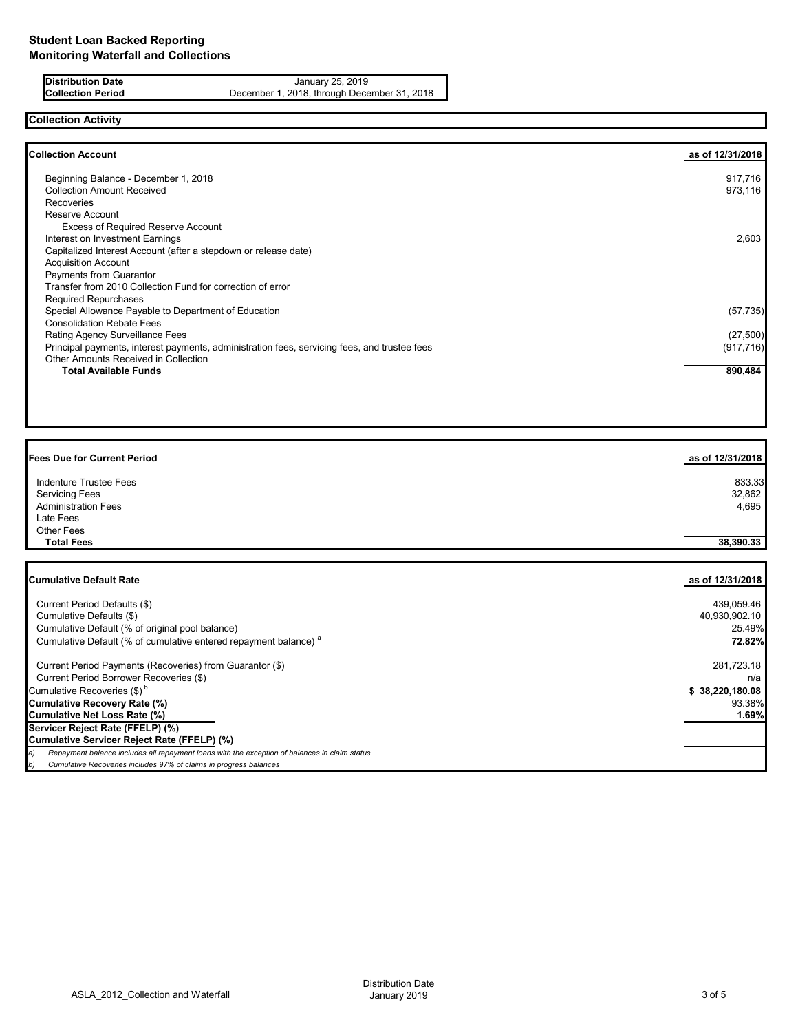# Student Loan Backed Reporting
## Monitoring Waterfall and Collections

| | |
|---|---|
| **Distribution Date** | January 25, 2019 |
| **Collection Period** | December 1, 2018, through December 31, 2018 |

## Collection Activity

| **Collection Account** | **as of 12/31/2018** |
|---|---|
| Beginning Balance - December 1, 2018 | 917,716 |
| Collection Amount Received | 973,116 |
| Recoveries | |
| Reserve Account | |
| Excess of Required Reserve Account | |
| Interest on Investment Earnings | 2,603 |
| Capitalized Interest Account (after a stepdown or release date) | |
| Acquisition Account | |
| Payments from Guarantor | |
| Transfer from 2010 Collection Fund for correction of error | |
| Required Repurchases | |
| Special Allowance Payable to Department of Education | (57,735) |
| Consolidation Rebate Fees | |
| Rating Agency Surveillance Fees | (27,500) |
| Principal payments, interest payments, administration fees, servicing fees, and trustee fees | (917,716) |
| Other Amounts Received in Collection | |
| **Total Available Funds** | **890,484** |

| **Fees Due for Current Period** | **as of 12/31/2018** |
|---|---|
| Indenture Trustee Fees | 833.33 |
| Servicing Fees | 32,862 |
| Administration Fees | 4,695 |
| Late Fees | |
| Other Fees | |
| **Total Fees** | **38,390.33** |

| **Cumulative Default Rate** | **as of 12/31/2018** |
|---|---|
| Current Period Defaults ($) | 439,059.46 |
| Cumulative Defaults ($) | 40,930,902.10 |
| Cumulative Default (% of original pool balance) | 25.49% |
| Cumulative Default (% of cumulative entered repayment balance) [a] | **72.82%** |
| Current Period Payments (Recoveries) from Guarantor ($) | 281,723.18 |
| Current Period Borrower Recoveries ($) | n/a |
| Cumulative Recoveries ($) [b] | **$ 38,220,180.08** |
| **Cumulative Recovery Rate (%)** | 93.38% |
| **Cumulative Net Loss Rate (%)** | **1.69%** |
| **Servicer Reject Rate (FFELP) (%)** | |
| **Cumulative Servicer Reject Rate (FFELP) (%)** | |

*a) Repayment balance includes all repayment loans with the exception of balances in claim status*

*b) Cumulative Recoveries includes 97% of claims in progress balances*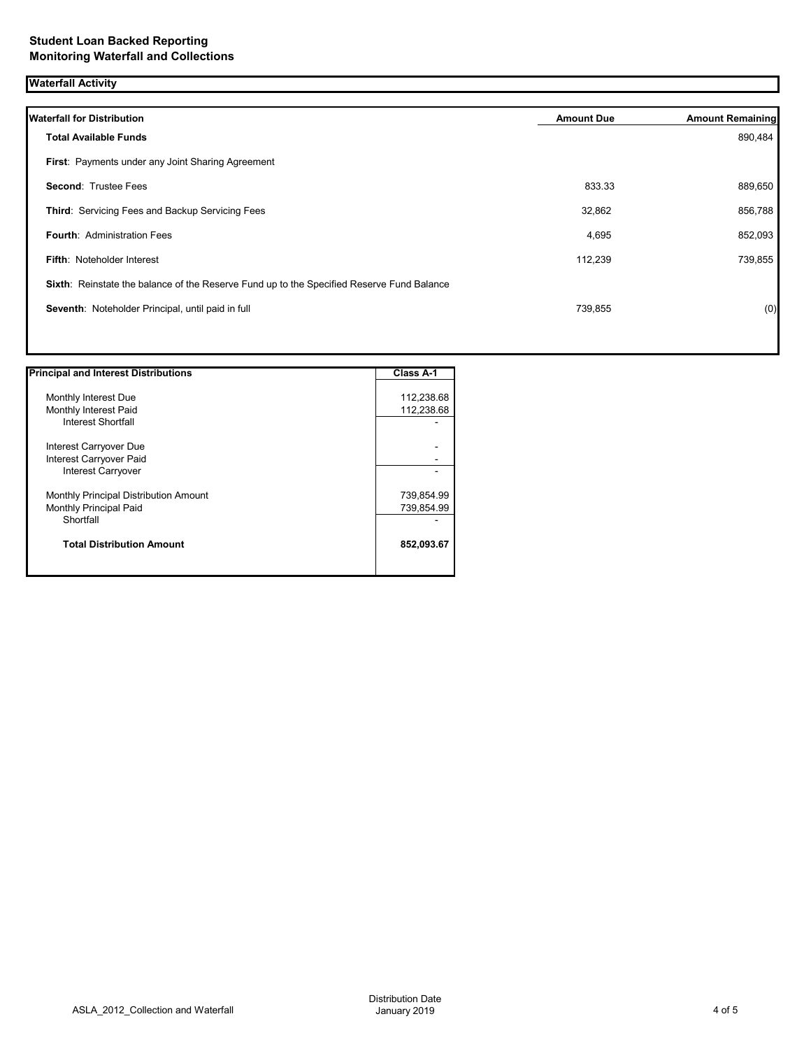**Student Loan Backed Reporting**
**Monitoring Waterfall and Collections**

## Waterfall Activity

| Waterfall for Distribution | Amount Due | Amount Remaining |
|---|---|---|
| **Total Available Funds** | | 890,484 |
| **First**: Payments under any Joint Sharing Agreement | | |
| **Second**: Trustee Fees | 833.33 | 889,650 |
| **Third**: Servicing Fees and Backup Servicing Fees | 32,862 | 856,788 |
| **Fourth**: Administration Fees | 4,695 | 852,093 |
| **Fifth**: Noteholder Interest | 112,239 | 739,855 |
| **Sixth**: Reinstate the balance of the Reserve Fund up to the Specified Reserve Fund Balance | | |
| **Seventh**: Noteholder Principal, until paid in full | 739,855 | (0) |

| Principal and Interest Distributions | Class A-1 |
|---|---|
| Monthly Interest Due | 112,238.68 |
| Monthly Interest Paid | 112,238.68 |
| Interest Shortfall | - |
| Interest Carryover Due | - |
| Interest Carryover Paid | - |
| Interest Carryover | - |
| Monthly Principal Distribution Amount | 739,854.99 |
| Monthly Principal Paid | 739,854.99 |
| Shortfall | - |
| **Total Distribution Amount** | **852,093.67** |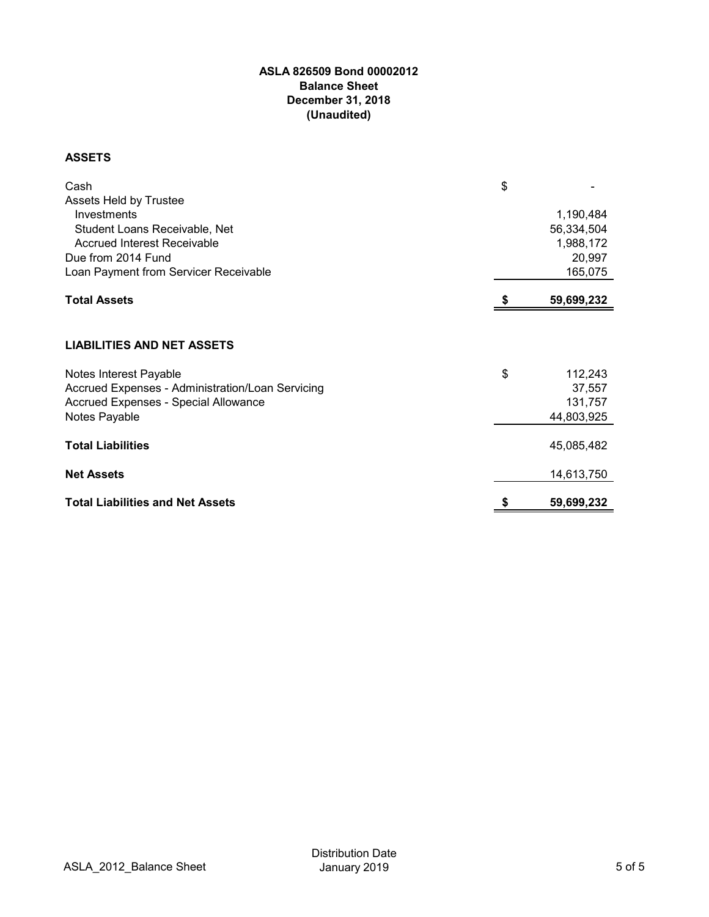**ASLA 826509 Bond 00002012**
**Balance Sheet**
**December 31, 2018**
**(Unaudited)**

**ASSETS**

| | | |
|---|---|---|
| Cash | $ | - |
| Assets Held by Trustee | | |
| Investments | | 1,190,484 |
| Student Loans Receivable, Net | | 56,334,504 |
| Accrued Interest Receivable | | 1,988,172 |
| Due from 2014 Fund | | 20,997 |
| Loan Payment from Servicer Receivable | | 165,075 |
| **Total Assets** | **$** | **59,699,232** |

**LIABILITIES AND NET ASSETS**

| | | |
|---|---|---|
| Notes Interest Payable | $ | 112,243 |
| Accrued Expenses - Administration/Loan Servicing | | 37,557 |
| Accrued Expenses - Special Allowance | | 131,757 |
| Notes Payable | | 44,803,925 |
| **Total Liabilities** | | 45,085,482 |
| **Net Assets** | | 14,613,750 |
| **Total Liabilities and Net Assets** | **$** | **59,699,232** |

ASLA_2012_Balance Sheet

Distribution Date
January 2019